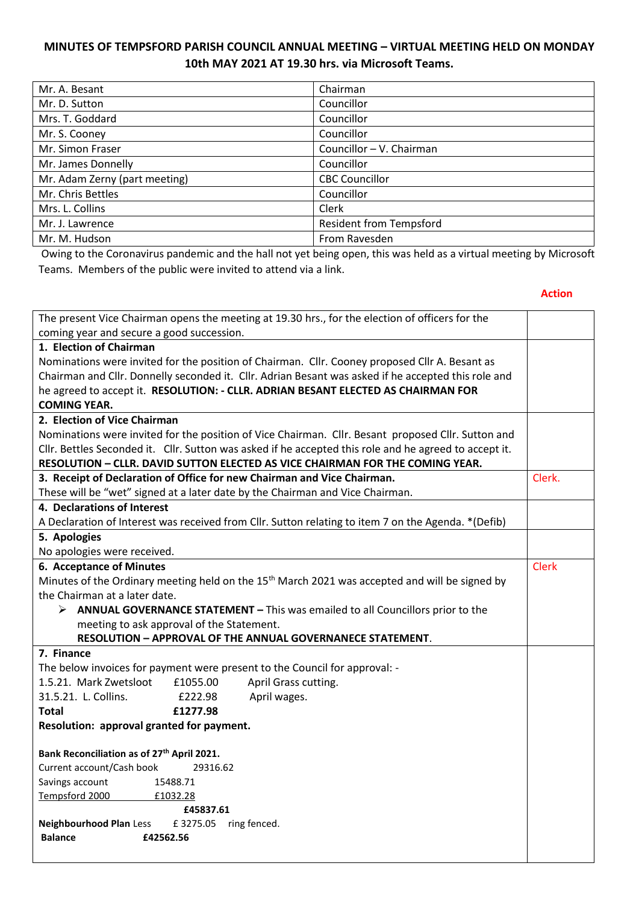# MINUTES OF TEMPSFORD PARISH COUNCIL ANNUAL MEETING – VIRTUAL MEETING HELD ON MONDAY 10th MAY 2021 AT 19.30 hrs. via Microsoft Teams.

| | |
|---|---|
| Mr. A. Besant | Chairman |
| Mr. D. Sutton | Councillor |
| Mrs. T. Goddard | Councillor |
| Mr. S. Cooney | Councillor |
| Mr. Simon Fraser | Councillor – V. Chairman |
| Mr. James Donnelly | Councillor |
| Mr. Adam Zerny (part meeting) | CBC Councillor |
| Mr. Chris Bettles | Councillor |
| Mrs. L. Collins | Clerk |
| Mr. J. Lawrence | Resident from Tempsford |
| Mr. M. Hudson | From Ravesden |

Owing to the Coronavirus pandemic and the hall not yet being open, this was held as a virtual meeting by Microsoft Teams. Members of the public were invited to attend via a link.

| | **Action** |
|---|---|
| The present Vice Chairman opens the meeting at 19.30 hrs., for the election of officers for the coming year and secure a good succession. | |
| **1. Election of Chairman**<br>Nominations were invited for the position of Chairman. Cllr. Cooney proposed Cllr A. Besant as Chairman and Cllr. Donnelly seconded it. Cllr. Adrian Besant was asked if he accepted this role and he agreed to accept it. **RESOLUTION: - CLLR. ADRIAN BESANT ELECTED AS CHAIRMAN FOR COMING YEAR.** | |
| **2. Election of Vice Chairman**<br>Nominations were invited for the position of Vice Chairman. Cllr. Besant proposed Cllr. Sutton and Cllr. Bettles Seconded it. Cllr. Sutton was asked if he accepted this role and he agreed to accept it. **RESOLUTION – CLLR. DAVID SUTTON ELECTED AS VICE CHAIRMAN FOR THE COMING YEAR.** | |
| **3. Receipt of Declaration of Office for new Chairman and Vice Chairman.**<br>These will be "wet" signed at a later date by the Chairman and Vice Chairman. | Clerk. |
| **4. Declarations of Interest**<br>A Declaration of Interest was received from Cllr. Sutton relating to item 7 on the Agenda. *(Defib) | |
| **5. Apologies**<br>No apologies were received. | |
| **6. Acceptance of Minutes**<br>Minutes of the Ordinary meeting held on the 15th March 2021 was accepted and will be signed by the Chairman at a later date.<br>➢ **ANNUAL GOVERNANCE STATEMENT –** This was emailed to all Councillors prior to the meeting to ask approval of the Statement.<br>**RESOLUTION – APPROVAL OF THE ANNUAL GOVERNANECE STATEMENT**. | Clerk |
| **7. Finance**<br>The below invoices for payment were present to the Council for approval: -<br>1.5.21. Mark Zwetsloot £1055.00 April Grass cutting.<br>31.5.21. L. Collins. £222.98 April wages.<br>**Total £1277.98**<br>**Resolution: approval granted for payment.**<br><br>**Bank Reconciliation as of 27th April 2021.**<br>Current account/Cash book 29316.62<br>Savings account 15488.71<br>Tempsford 2000 £1032.28<br>**£45837.61**<br>**Neighbourhood Plan** Less £ 3275.05 ring fenced.<br>**Balance £42562.56** | |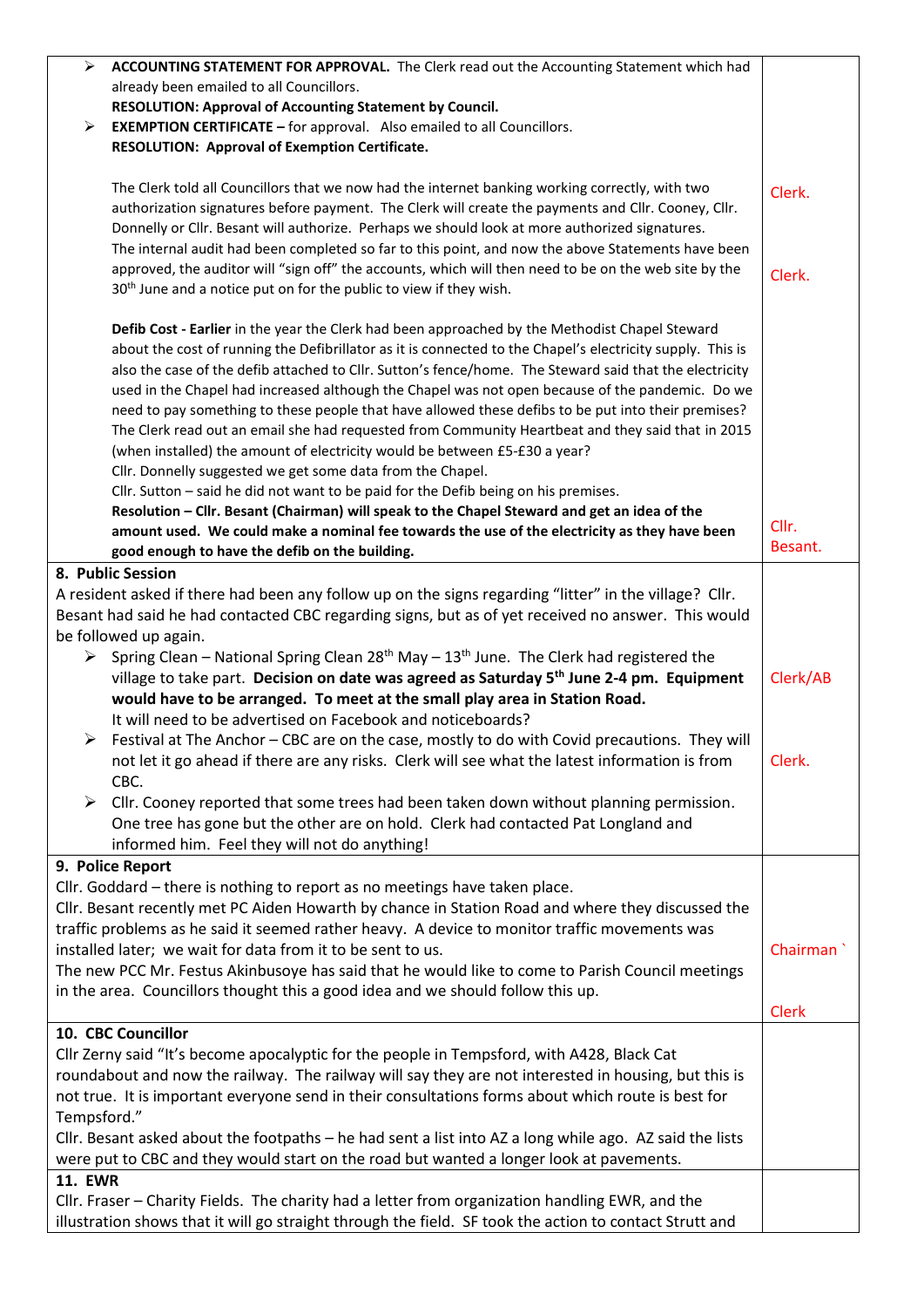| | |
|---|---|
| ➢ **ACCOUNTING STATEMENT FOR APPROVAL.** The Clerk read out the Accounting Statement which had already been emailed to all Councillors.<br>**RESOLUTION: Approval of Accounting Statement by Council.**<br>➢ **EXEMPTION CERTIFICATE –** for approval. Also emailed to all Councillors.<br>**RESOLUTION: Approval of Exemption Certificate.**<br><br>The Clerk told all Councillors that we now had the internet banking working correctly, with two authorization signatures before payment. The Clerk will create the payments and Cllr. Cooney, Cllr. Donnelly or Cllr. Besant will authorize. Perhaps we should look at more authorized signatures.<br>The internal audit had been completed so far to this point, and now the above Statements have been approved, the auditor will "sign off" the accounts, which will then need to be on the web site by the 30th June and a notice put on for the public to view if they wish.<br><br>**Defib Cost - Earlier** in the year the Clerk had been approached by the Methodist Chapel Steward about the cost of running the Defibrillator as it is connected to the Chapel's electricity supply. This is also the case of the defib attached to Cllr. Sutton's fence/home. The Steward said that the electricity used in the Chapel had increased although the Chapel was not open because of the pandemic. Do we need to pay something to these people that have allowed these defibs to be put into their premises? The Clerk read out an email she had requested from Community Heartbeat and they said that in 2015 (when installed) the amount of electricity would be between £5-£30 a year?<br>Cllr. Donnelly suggested we get some data from the Chapel.<br>Cllr. Sutton – said he did not want to be paid for the Defib being on his premises.<br>**Resolution – Cllr. Besant (Chairman) will speak to the Chapel Steward and get an idea of the amount used. We could make a nominal fee towards the use of the electricity as they have been good enough to have the defib on the building.** | Clerk.<br><br>Clerk.<br><br>Cllr. Besant. |
| **8. Public Session**<br>A resident asked if there had been any follow up on the signs regarding "litter" in the village? Cllr. Besant had said he had contacted CBC regarding signs, but as of yet received no answer. This would be followed up again.<br>➢ Spring Clean – National Spring Clean 28th May – 13th June. The Clerk had registered the village to take part. **Decision on date was agreed as Saturday 5th June 2-4 pm. Equipment would have to be arranged. To meet at the small play area in Station Road.** It will need to be advertised on Facebook and noticeboards?<br>➢ Festival at The Anchor – CBC are on the case, mostly to do with Covid precautions. They will not let it go ahead if there are any risks. Clerk will see what the latest information is from CBC.<br>➢ Cllr. Cooney reported that some trees had been taken down without planning permission. One tree has gone but the other are on hold. Clerk had contacted Pat Longland and informed him. Feel they will not do anything! | Clerk/AB<br><br>Clerk. |
| **9. Police Report**<br>Cllr. Goddard – there is nothing to report as no meetings have taken place.<br>Cllr. Besant recently met PC Aiden Howarth by chance in Station Road and where they discussed the traffic problems as he said it seemed rather heavy. A device to monitor traffic movements was installed later; we wait for data from it to be sent to us.<br>The new PCC Mr. Festus Akinbusoye has said that he would like to come to Parish Council meetings in the area. Councillors thought this a good idea and we should follow this up. | Chairman<br><br>Clerk |
| **10. CBC Councillor**<br>Cllr Zerny said "It's become apocalyptic for the people in Tempsford, with A428, Black Cat roundabout and now the railway. The railway will say they are not interested in housing, but this is not true. It is important everyone send in their consultations forms about which route is best for Tempsford."<br>Cllr. Besant asked about the footpaths – he had sent a list into AZ a long while ago. AZ said the lists were put to CBC and they would start on the road but wanted a longer look at pavements. | |
| **11. EWR**<br>Cllr. Fraser – Charity Fields. The charity had a letter from organization handling EWR, and the illustration shows that it will go straight through the field. SF took the action to contact Strutt and | |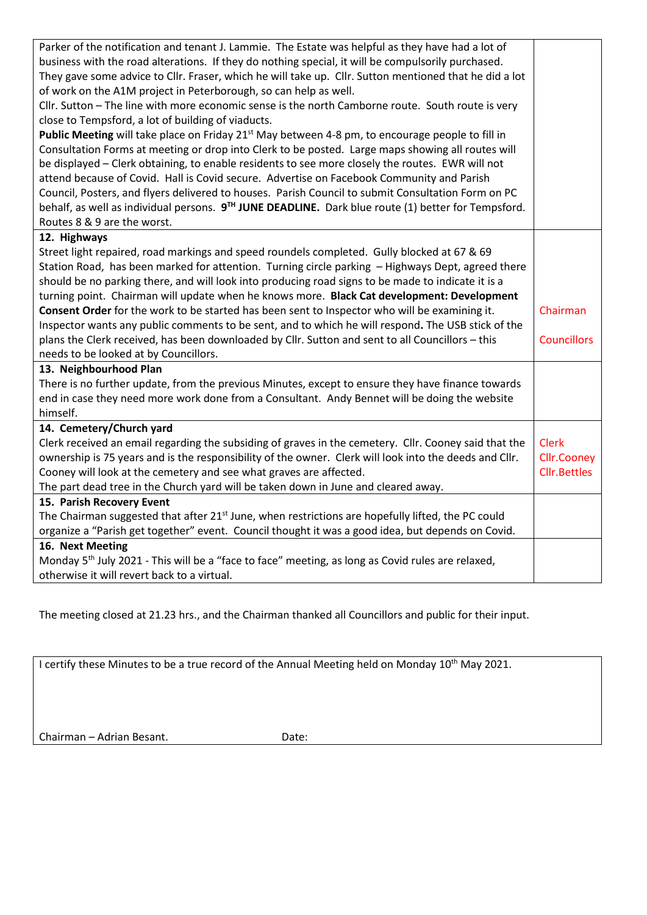| | |
|---|---|
| Parker of the notification and tenant J. Lammie. The Estate was helpful as they have had a lot of business with the road alterations. If they do nothing special, it will be compulsorily purchased. They gave some advice to Cllr. Fraser, which he will take up. Cllr. Sutton mentioned that he did a lot of work on the A1M project in Peterborough, so can help as well.<br>Cllr. Sutton – The line with more economic sense is the north Camborne route. South route is very close to Tempsford, a lot of building of viaducts.<br>**Public Meeting** will take place on Friday 21st May between 4-8 pm, to encourage people to fill in Consultation Forms at meeting or drop into Clerk to be posted. Large maps showing all routes will be displayed – Clerk obtaining, to enable residents to see more closely the routes. EWR will not attend because of Covid. Hall is Covid secure. Advertise on Facebook Community and Parish Council, Posters, and flyers delivered to houses. Parish Council to submit Consultation Form on PC behalf, as well as individual persons. **9TH JUNE DEADLINE.** Dark blue route (1) better for Tempsford. Routes 8 & 9 are the worst. | |
| **12. Highways**<br>Street light repaired, road markings and speed roundels completed. Gully blocked at 67 & 69 Station Road, has been marked for attention. Turning circle parking – Highways Dept, agreed there should be no parking there, and will look into producing road signs to be made to indicate it is a turning point. Chairman will update when he knows more. **Black Cat development: Development Consent Order** for the work to be started has been sent to Inspector who will be examining it. Inspector wants any public comments to be sent, and to which he will respond**.** The USB stick of the plans the Clerk received, has been downloaded by Cllr. Sutton and sent to all Councillors – this needs to be looked at by Councillors. | Chairman<br><br>Councillors |
| **13. Neighbourhood Plan**<br>There is no further update, from the previous Minutes, except to ensure they have finance towards end in case they need more work done from a Consultant. Andy Bennet will be doing the website himself. | |
| **14. Cemetery/Church yard**<br>Clerk received an email regarding the subsiding of graves in the cemetery. Cllr. Cooney said that the ownership is 75 years and is the responsibility of the owner. Clerk will look into the deeds and Cllr. Cooney will look at the cemetery and see what graves are affected.<br>The part dead tree in the Church yard will be taken down in June and cleared away. | Clerk<br>Cllr.Cooney<br>Cllr.Bettles |
| **15. Parish Recovery Event**<br>The Chairman suggested that after 21st June, when restrictions are hopefully lifted, the PC could organize a "Parish get together" event. Council thought it was a good idea, but depends on Covid. | |
| **16. Next Meeting**<br>Monday 5th July 2021 - This will be a "face to face" meeting, as long as Covid rules are relaxed, otherwise it will revert back to a virtual. | |

The meeting closed at 21.23 hrs., and the Chairman thanked all Councillors and public for their input.

I certify these Minutes to be a true record of the Annual Meeting held on Monday 10th May 2021.

Chairman – Adrian Besant. Date: